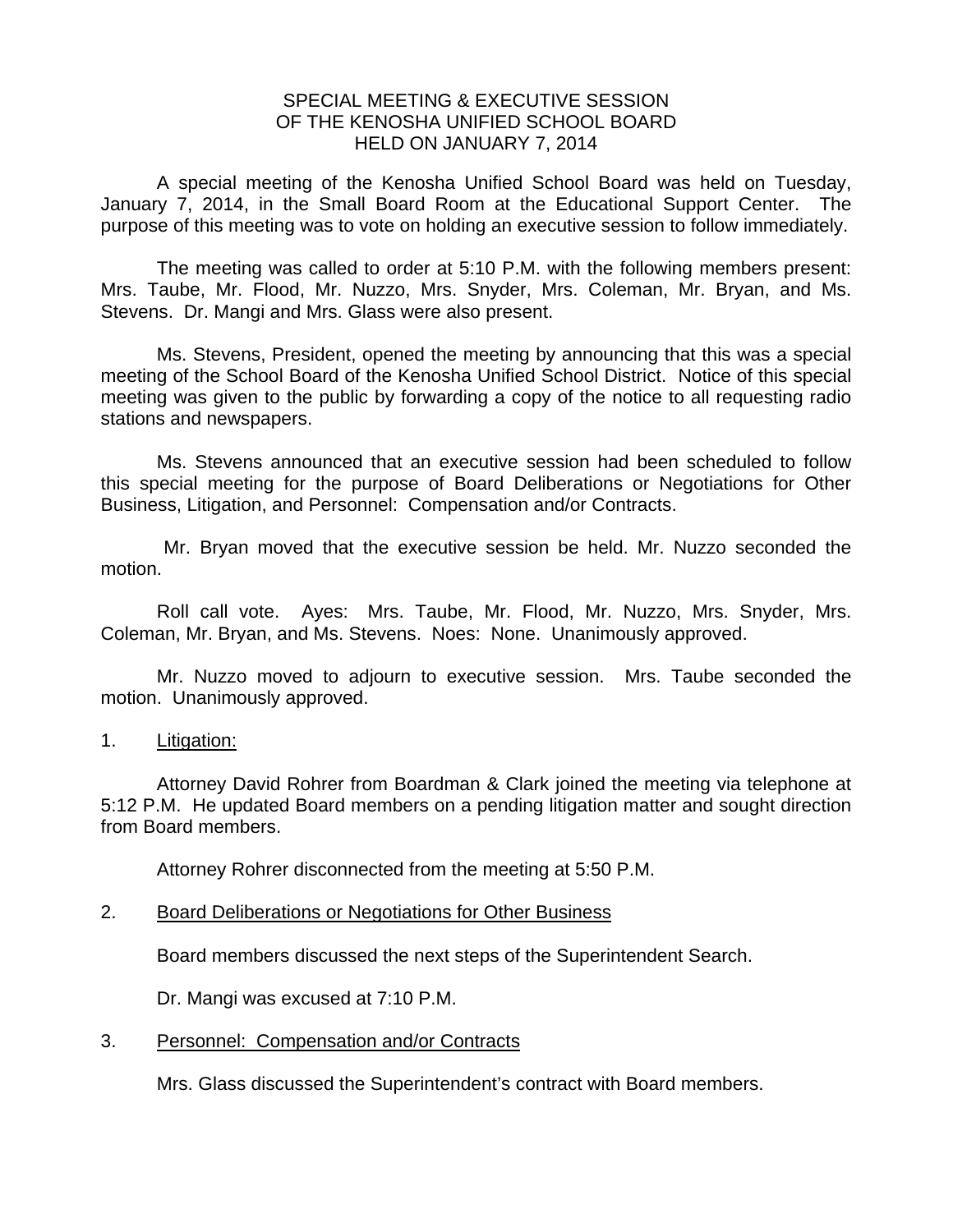# SPECIAL MEETING & EXECUTIVE SESSION
# OF THE KENOSHA UNIFIED SCHOOL BOARD
# HELD ON JANUARY 7, 2014

A special meeting of the Kenosha Unified School Board was held on Tuesday, January 7, 2014, in the Small Board Room at the Educational Support Center. The purpose of this meeting was to vote on holding an executive session to follow immediately.

The meeting was called to order at 5:10 P.M. with the following members present: Mrs. Taube, Mr. Flood, Mr. Nuzzo, Mrs. Snyder, Mrs. Coleman, Mr. Bryan, and Ms. Stevens. Dr. Mangi and Mrs. Glass were also present.

Ms. Stevens, President, opened the meeting by announcing that this was a special meeting of the School Board of the Kenosha Unified School District. Notice of this special meeting was given to the public by forwarding a copy of the notice to all requesting radio stations and newspapers.

Ms. Stevens announced that an executive session had been scheduled to follow this special meeting for the purpose of Board Deliberations or Negotiations for Other Business, Litigation, and Personnel: Compensation and/or Contracts.

Mr. Bryan moved that the executive session be held. Mr. Nuzzo seconded the motion.

Roll call vote. Ayes: Mrs. Taube, Mr. Flood, Mr. Nuzzo, Mrs. Snyder, Mrs. Coleman, Mr. Bryan, and Ms. Stevens. Noes: None. Unanimously approved.

Mr. Nuzzo moved to adjourn to executive session. Mrs. Taube seconded the motion. Unanimously approved.

1. <u>Litigation:</u>

Attorney David Rohrer from Boardman & Clark joined the meeting via telephone at 5:12 P.M. He updated Board members on a pending litigation matter and sought direction from Board members.

Attorney Rohrer disconnected from the meeting at 5:50 P.M.

2. <u>Board Deliberations or Negotiations for Other Business</u>

Board members discussed the next steps of the Superintendent Search.

Dr. Mangi was excused at 7:10 P.M.

3. <u>Personnel: Compensation and/or Contracts</u>

Mrs. Glass discussed the Superintendent's contract with Board members.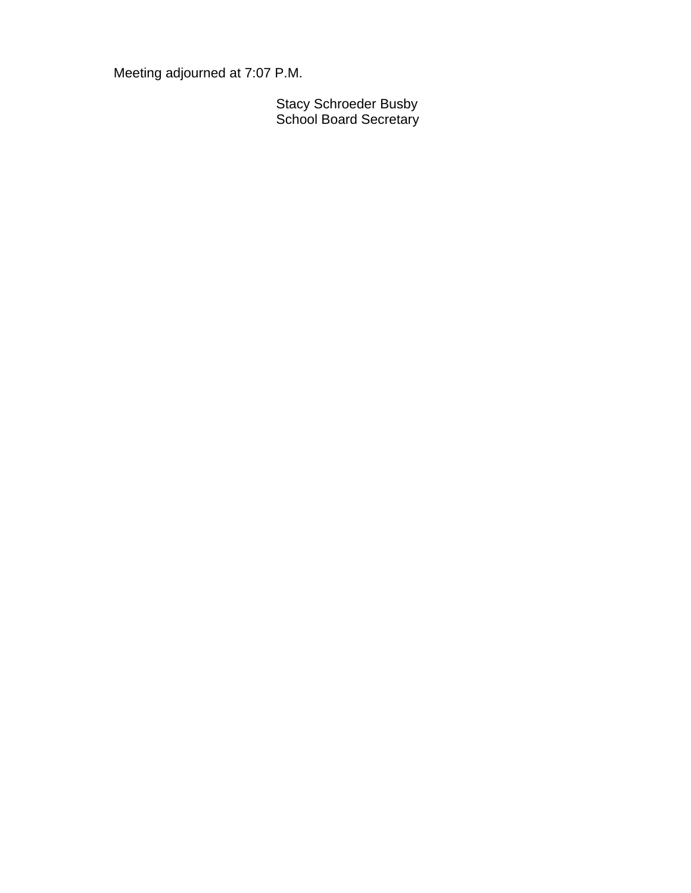Meeting adjourned at 7:07 P.M.

Stacy Schroeder Busby
School Board Secretary